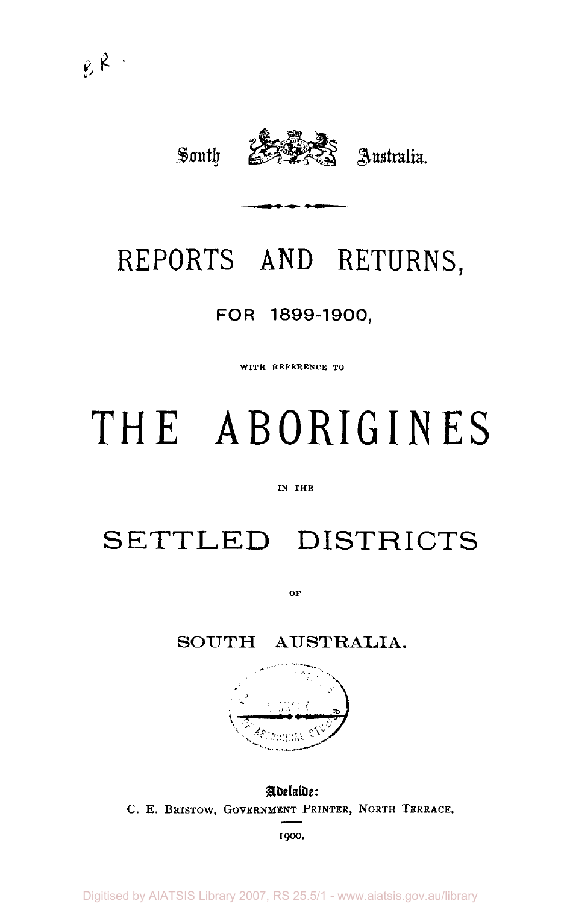B. R.

South Australia.

# REPORTS AND RETURNS,

FOR 1899-1900,

WITH REFERENCE TO

# THE ABORIGINES

IN THE

# SETTLED DISTRICTS

OF

SOUTH AUSTRALIA.

Adelaide:
C. E. BRISTOW, GOVERNMENT PRINTER, NORTH TERRACE.

1900.

Digitised by AIATSIS Library 2007, RS 25.5/1 - www.aiatsis.gov.au/library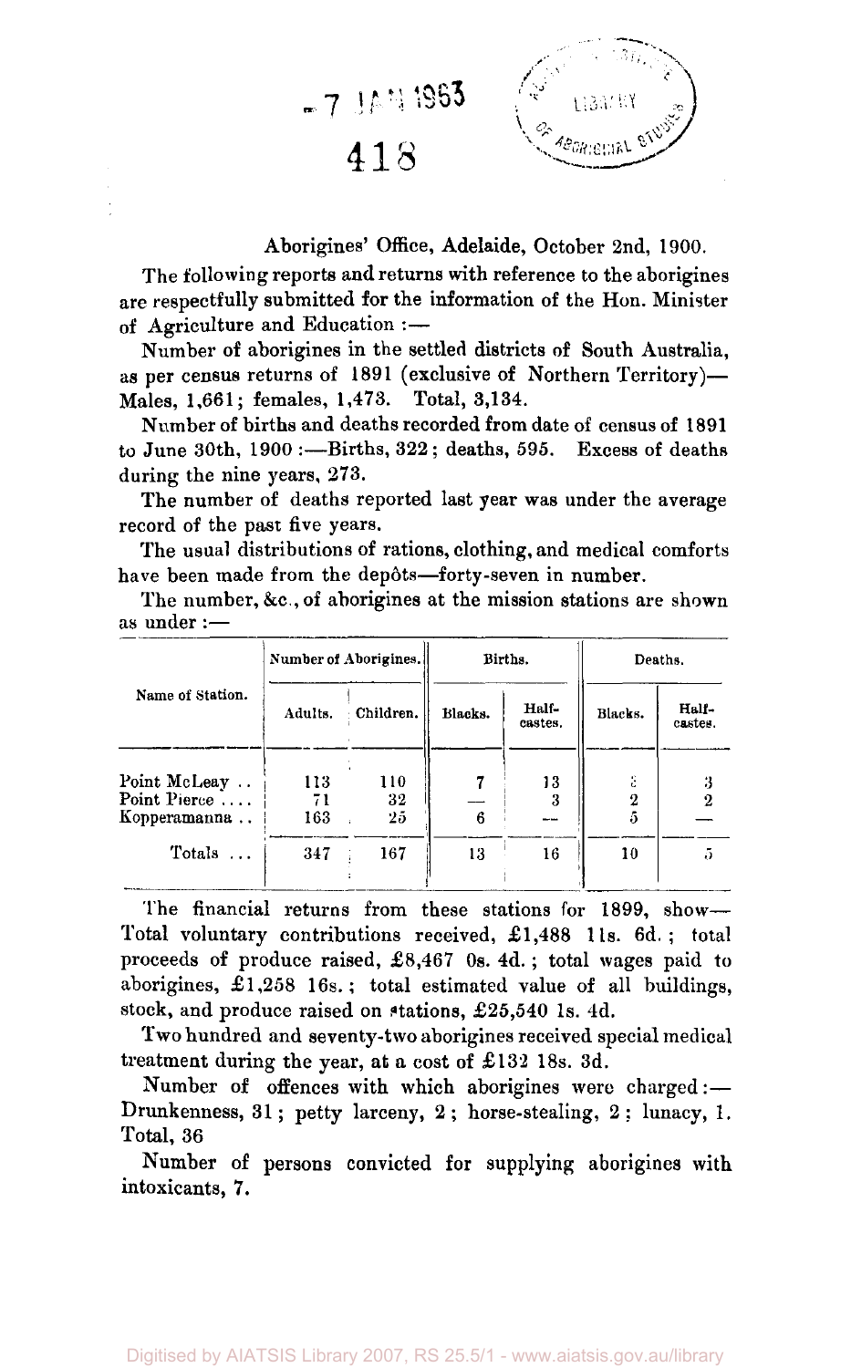Aborigines' Office, Adelaide, October 2nd, 1900.

The following reports and returns with reference to the aborigines are respectfully submitted for the information of the Hon. Minister of Agriculture and Education :—

Number of aborigines in the settled districts of South Australia, as per census returns of 1891 (exclusive of Northern Territory)—Males, 1,661; females, 1,473. Total, 3,134.

Number of births and deaths recorded from date of census of 1891 to June 30th, 1900 :—Births, 322; deaths, 595. Excess of deaths during the nine years, 273.

The number of deaths reported last year was under the average record of the past five years.

The usual distributions of rations, clothing, and medical comforts have been made from the depôts—forty-seven in number.

The number, &c., of aborigines at the mission stations are shown as under :—

| Name of Station. | Number of Aborigines. | | Births. | | Deaths. | |
|---|---|---|---|---|---|---|
| | Adults. | Children. | Blacks. | Half-castes. | Blacks. | Half-castes. |
| Point McLeay .. | 113 | 110 | 7 | 13 | 3 | 3 |
| Point Pierce .... | 71 | 32 | — | 3 | 2 | 2 |
| Kopperamanna .. | 163 | 25 | 6 | — | 5 | — |
| Totals ... | 347 | 167 | 13 | 16 | 10 | 5 |

The financial returns from these stations for 1899, show—Total voluntary contributions received, £1,488 11s. 6d.; total proceeds of produce raised, £8,467 0s. 4d.; total wages paid to aborigines, £1,258 16s.; total estimated value of all buildings, stock, and produce raised on stations, £25,540 1s. 4d.

Two hundred and seventy-two aborigines received special medical treatment during the year, at a cost of £132 18s. 3d.

Number of offences with which aborigines were charged :—Drunkenness, 31; petty larceny, 2; horse-stealing, 2; lunacy, 1. Total, 36

Number of persons convicted for supplying aborigines with intoxicants, 7.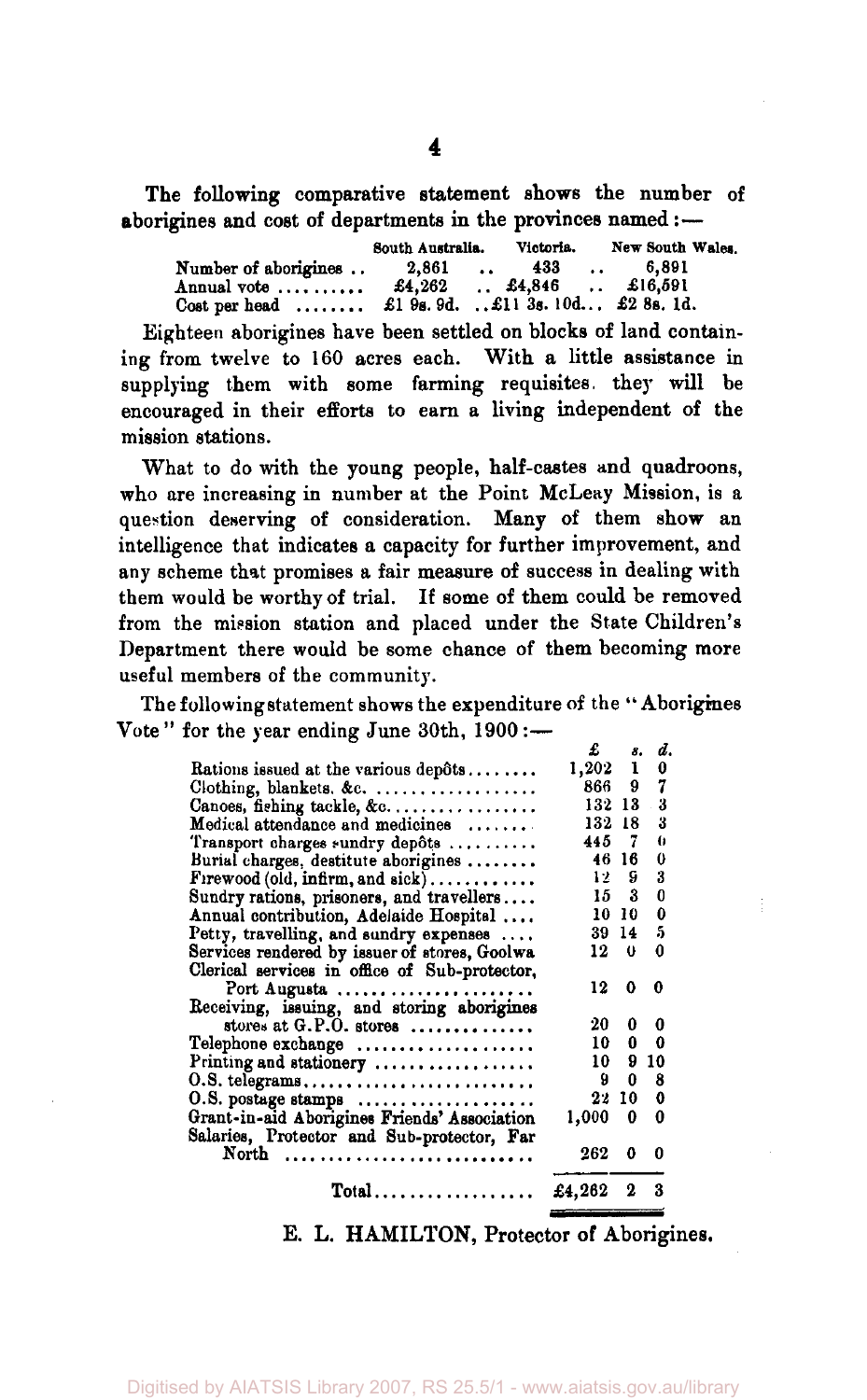The following comparative statement shows the number of aborigines and cost of departments in the provinces named:—

| | South Australia. | Victoria. | New South Wales. |
|---|---|---|---|
| Number of aborigines .. | 2,861 | 433 | 6,891 |
| Annual vote .......... | £4,262 | £4,846 | £16,591 |
| Cost per head ........ | £1 9s. 9d. | £11 3s. 10d. | £2 8s. 1d. |

Eighteen aborigines have been settled on blocks of land containing from twelve to 160 acres each. With a little assistance in supplying them with some farming requisites, they will be encouraged in their efforts to earn a living independent of the mission stations.

What to do with the young people, half-castes and quadroons, who are increasing in number at the Point McLeay Mission, is a question deserving of consideration. Many of them show an intelligence that indicates a capacity for further improvement, and any scheme that promises a fair measure of success in dealing with them would be worthy of trial. If some of them could be removed from the mission station and placed under the State Children's Department there would be some chance of them becoming more useful members of the community.

The following statement shows the expenditure of the "Aborigines Vote" for the year ending June 30th, 1900:—

| | £ | s. | d. |
|---|---|---|---|
| Rations issued at the various depôts ........ | 1,202 | 1 | 0 |
| Clothing, blankets, &c. .................. | 866 | 9 | 7 |
| Canoes, fishing tackle, &c. ................ | 132 | 13 | 3 |
| Medical attendance and medicines ........ | 132 | 18 | 3 |
| Transport charges sundry depôts .......... | 445 | 7 | 0 |
| Burial charges, destitute aborigines ........ | 46 | 16 | 0 |
| Firewood (old, infirm, and sick) ............ | 12 | 9 | 3 |
| Sundry rations, prisoners, and travellers .... | 15 | 3 | 0 |
| Annual contribution, Adelaide Hospital .... | 10 | 10 | 0 |
| Petty, travelling, and sundry expenses .... | 39 | 14 | 5 |
| Services rendered by issuer of stores, Goolwa | 12 | 0 | 0 |
| Clerical services in office of Sub-protector, Port Augusta ...................... | 12 | 0 | 0 |
| Receiving, issuing, and storing aborigines stores at G.P.O. stores .............. | 20 | 0 | 0 |
| Telephone exchange .................... | 10 | 0 | 0 |
| Printing and stationery .................. | 10 | 9 | 10 |
| O.S. telegrams .......................... | 9 | 0 | 8 |
| O.S. postage stamps .................... | 22 | 10 | 0 |
| Grant-in-aid Aborigines Friends' Association | 1,000 | 0 | 0 |
| Salaries, Protector and Sub-protector, Far North ............................ | 262 | 0 | 0 |
| Total .................. | £4,262 | 2 | 3 |

E. L. HAMILTON, Protector of Aborigines.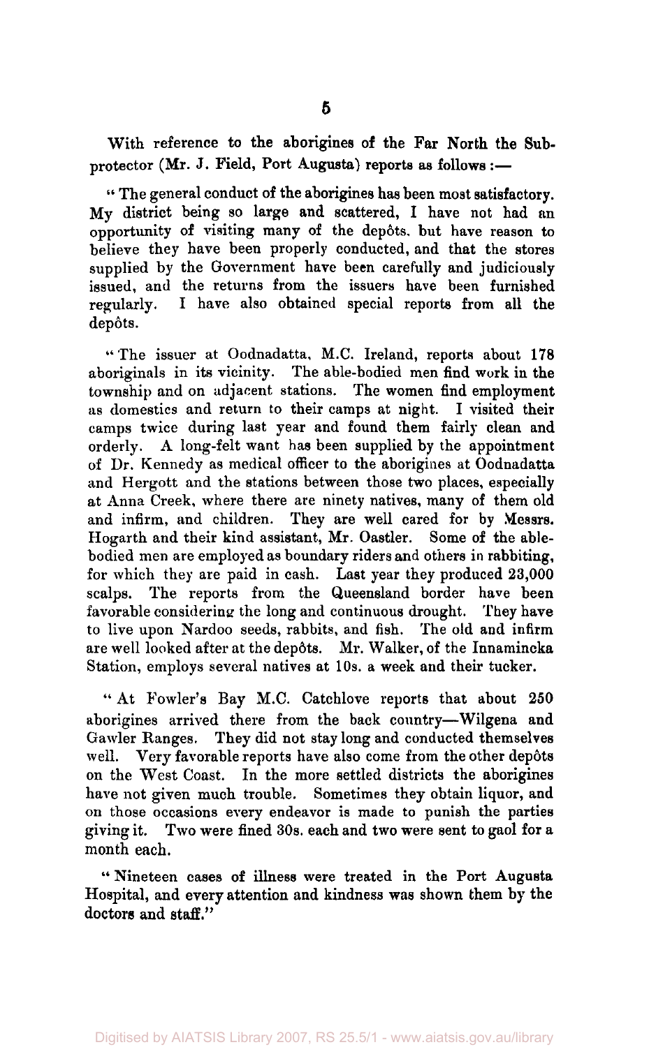With reference to the aborigines of the Far North the Sub-protector (Mr. J. Field, Port Augusta) reports as follows :—

" The general conduct of the aborigines has been most satisfactory. My district being so large and scattered, I have not had an opportunity of visiting many of the depôts, but have reason to believe they have been properly conducted, and that the stores supplied by the Government have been carefully and judiciously issued, and the returns from the issuers have been furnished regularly. I have also obtained special reports from all the depôts.

" The issuer at Oodnadatta, M.C. Ireland, reports about 178 aboriginals in its vicinity. The able-bodied men find work in the township and on adjacent stations. The women find employment as domestics and return to their camps at night. I visited their camps twice during last year and found them fairly clean and orderly. A long-felt want has been supplied by the appointment of Dr. Kennedy as medical officer to the aborigines at Oodnadatta and Hergott and the stations between those two places, especially at Anna Creek, where there are ninety natives, many of them old and infirm, and children. They are well cared for by Messrs. Hogarth and their kind assistant, Mr. Oastler. Some of the able-bodied men are employed as boundary riders and others in rabbiting, for which they are paid in cash. Last year they produced 23,000 scalps. The reports from the Queensland border have been favorable considering the long and continuous drought. They have to live upon Nardoo seeds, rabbits, and fish. The old and infirm are well looked after at the depôts. Mr. Walker, of the Innamincka Station, employs several natives at 10s. a week and their tucker.

" At Fowler's Bay M.C. Catchlove reports that about 250 aborigines arrived there from the back country—Wilgena and Gawler Ranges. They did not stay long and conducted themselves well. Very favorable reports have also come from the other depôts on the West Coast. In the more settled districts the aborigines have not given much trouble. Sometimes they obtain liquor, and on those occasions every endeavor is made to punish the parties giving it. Two were fined 30s. each and two were sent to gaol for a month each.

" Nineteen cases of illness were treated in the Port Augusta Hospital, and every attention and kindness was shown them by the doctors and staff."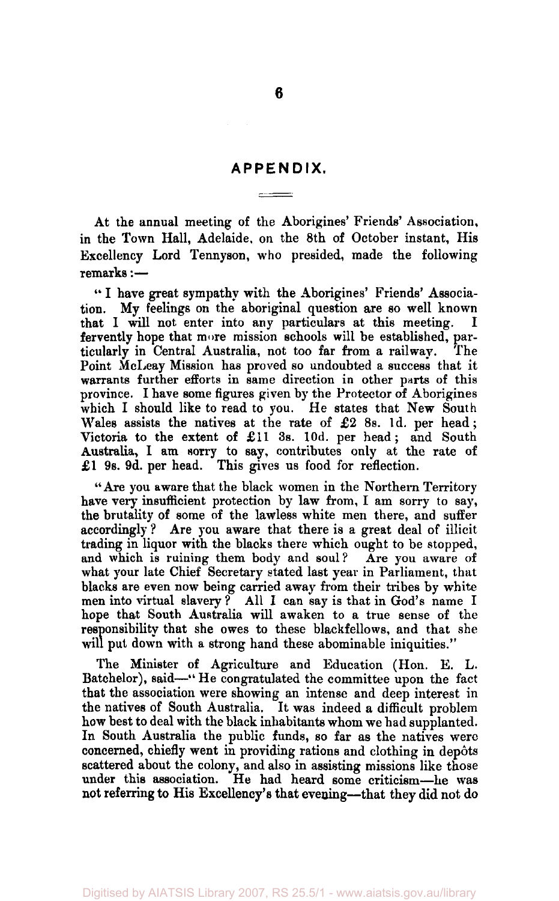## APPENDIX.

At the annual meeting of the Aborigines' Friends' Association, in the Town Hall, Adelaide, on the 8th of October instant, His Excellency Lord Tennyson, who presided, made the following remarks:—

"I have great sympathy with the Aborigines' Friends' Association. My feelings on the aboriginal question are so well known that I will not enter into any particulars at this meeting. I fervently hope that more mission schools will be established, particularly in Central Australia, not too far from a railway. The Point McLeay Mission has proved so undoubted a success that it warrants further efforts in same direction in other parts of this province. I have some figures given by the Protector of Aborigines which I should like to read to you. He states that New South Wales assists the natives at the rate of £2 8s. 1d. per head; Victoria to the extent of £11 3s. 10d. per head; and South Australia, I am sorry to say, contributes only at the rate of £1 9s. 9d. per head. This gives us food for reflection.

"Are you aware that the black women in the Northern Territory have very insufficient protection by law from, I am sorry to say, the brutality of some of the lawless white men there, and suffer accordingly? Are you aware that there is a great deal of illicit trading in liquor with the blacks there which ought to be stopped, and which is ruining them body and soul? Are you aware of what your late Chief Secretary stated last year in Parliament, that blacks are even now being carried away from their tribes by white men into virtual slavery? All I can say is that in God's name I hope that South Australia will awaken to a true sense of the responsibility that she owes to these blackfellows, and that she will put down with a strong hand these abominable iniquities."

The Minister of Agriculture and Education (Hon. E. L. Batchelor), said—"He congratulated the committee upon the fact that the association were showing an intense and deep interest in the natives of South Australia. It was indeed a difficult problem how best to deal with the black inhabitants whom we had supplanted. In South Australia the public funds, so far as the natives were concerned, chiefly went in providing rations and clothing in depôts scattered about the colony, and also in assisting missions like those under this association. He had heard some criticism—he was not referring to His Excellency's that evening—that they did not do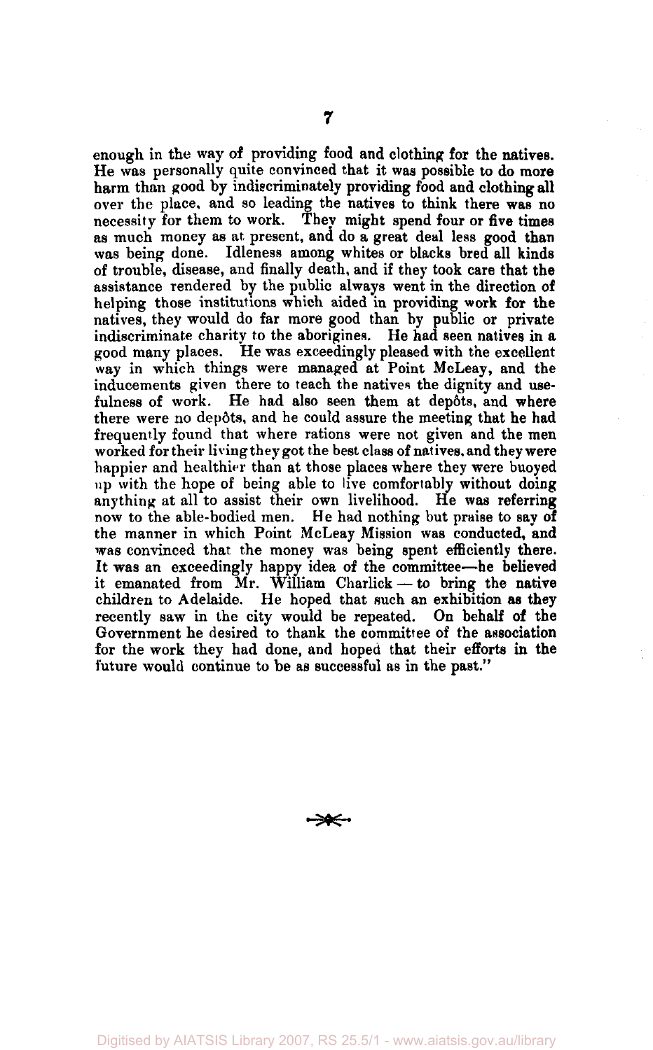enough in the way of providing food and clothing for the natives. He was personally quite convinced that it was possible to do more harm than good by indiscriminately providing food and clothing all over the place, and so leading the natives to think there was no necessity for them to work. They might spend four or five times as much money as at present, and do a great deal less good than was being done. Idleness among whites or blacks bred all kinds of trouble, disease, and finally death, and if they took care that the assistance rendered by the public always went in the direction of helping those institutions which aided in providing work for the natives, they would do far more good than by public or private indiscriminate charity to the aborigines. He had seen natives in a good many places. He was exceedingly pleased with the excellent way in which things were managed at Point McLeay, and the inducements given there to teach the natives the dignity and usefulness of work. He had also seen them at depôts, and where there were no depôts, and he could assure the meeting that he had frequently found that where rations were not given and the men worked for their living they got the best class of natives, and they were happier and healthier than at those places where they were buoyed up with the hope of being able to live comfortably without doing anything at all to assist their own livelihood. He was referring now to the able-bodied men. He had nothing but praise to say of the manner in which Point McLeay Mission was conducted, and was convinced that the money was being spent efficiently there. It was an exceedingly happy idea of the committee—he believed it emanated from Mr. William Charlick — to bring the native children to Adelaide. He hoped that such an exhibition as they recently saw in the city would be repeated. On behalf of the Government he desired to thank the committee of the association for the work they had done, and hoped that their efforts in the future would continue to be as successful as in the past."